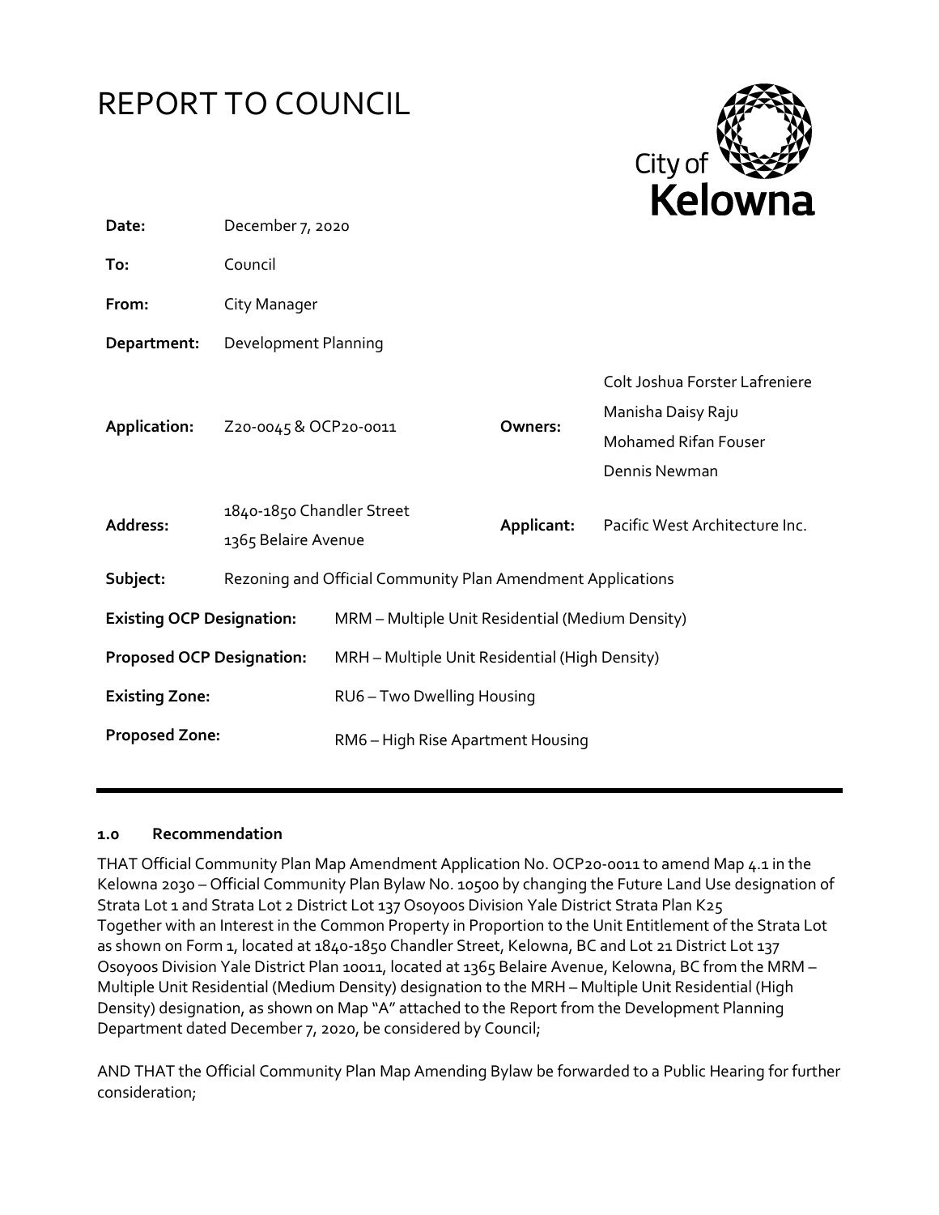# REPORT TO COUNCIL

| | | | |
|---|---|---|---|
| **Date:** | December 7, 2020 | | |
| **To:** | Council | | |
| **From:** | City Manager | | |
| **Department:** | Development Planning | | |
| **Application:** | Z20-0045 & OCP20-0011 | **Owners:** | Colt Joshua Forster Lafreniere<br>Manisha Daisy Raju<br>Mohamed Rifan Fouser<br>Dennis Newman |
| **Address:** | 1840-1850 Chandler Street<br>1365 Belaire Avenue | **Applicant:** | Pacific West Architecture Inc. |
| **Subject:** | Rezoning and Official Community Plan Amendment Applications | | |
| **Existing OCP Designation:** | MRM – Multiple Unit Residential (Medium Density) | | |
| **Proposed OCP Designation:** | MRH – Multiple Unit Residential (High Density) | | |
| **Existing Zone:** | RU6 – Two Dwelling Housing | | |
| **Proposed Zone:** | RM6 – High Rise Apartment Housing | | |

### 1.0 Recommendation

THAT Official Community Plan Map Amendment Application No. OCP20-0011 to amend Map 4.1 in the Kelowna 2030 – Official Community Plan Bylaw No. 10500 by changing the Future Land Use designation of Strata Lot 1 and Strata Lot 2 District Lot 137 Osoyoos Division Yale District Strata Plan K25 Together with an Interest in the Common Property in Proportion to the Unit Entitlement of the Strata Lot as shown on Form 1, located at 1840-1850 Chandler Street, Kelowna, BC and Lot 21 District Lot 137 Osoyoos Division Yale District Plan 10011, located at 1365 Belaire Avenue, Kelowna, BC from the MRM – Multiple Unit Residential (Medium Density) designation to the MRH – Multiple Unit Residential (High Density) designation, as shown on Map "A" attached to the Report from the Development Planning Department dated December 7, 2020, be considered by Council;

AND THAT the Official Community Plan Map Amending Bylaw be forwarded to a Public Hearing for further consideration;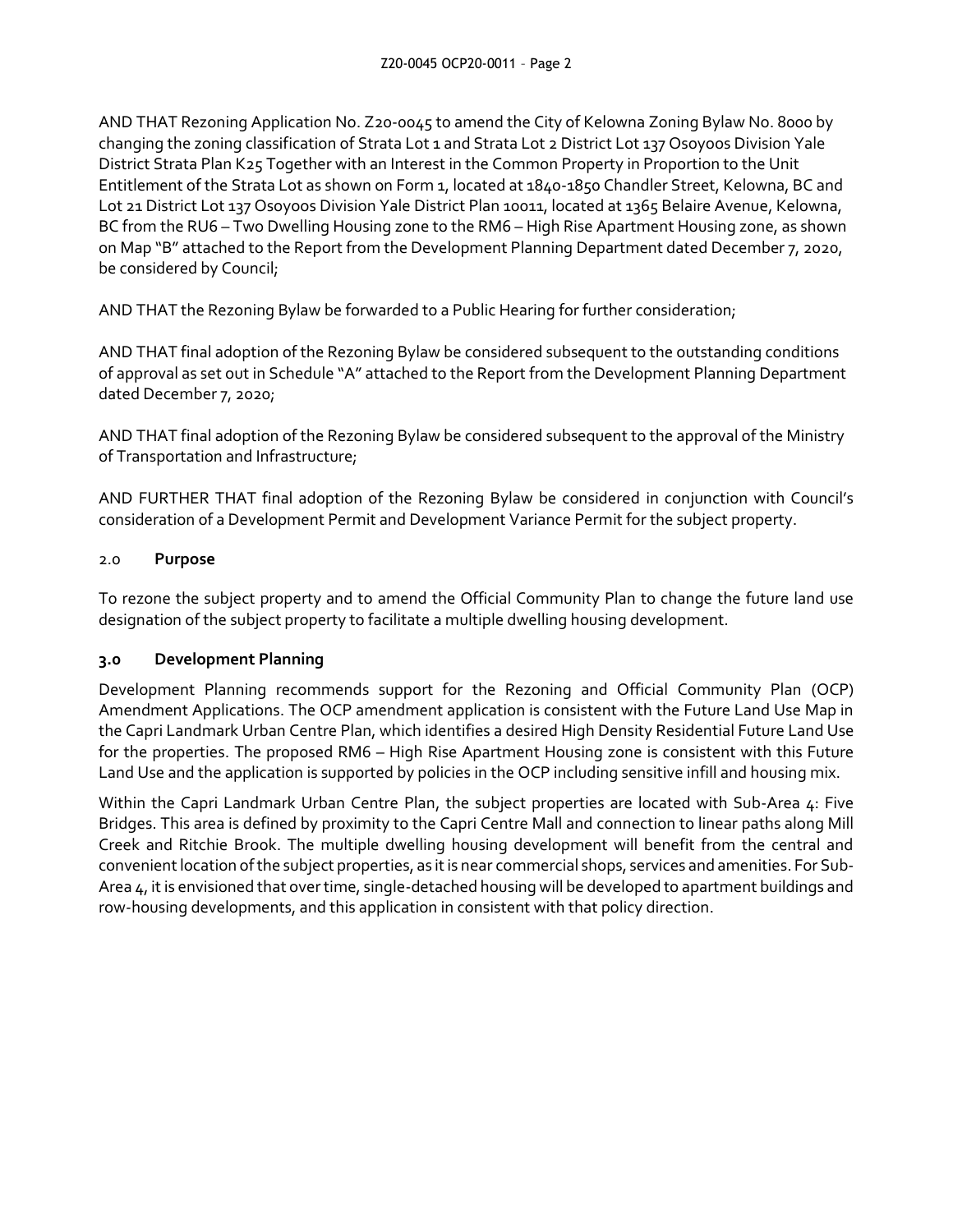AND THAT Rezoning Application No. Z20-0045 to amend the City of Kelowna Zoning Bylaw No. 8000 by changing the zoning classification of Strata Lot 1 and Strata Lot 2 District Lot 137 Osoyoos Division Yale District Strata Plan K25 Together with an Interest in the Common Property in Proportion to the Unit Entitlement of the Strata Lot as shown on Form 1, located at 1840-1850 Chandler Street, Kelowna, BC and Lot 21 District Lot 137 Osoyoos Division Yale District Plan 10011, located at 1365 Belaire Avenue, Kelowna, BC from the RU6 – Two Dwelling Housing zone to the RM6 – High Rise Apartment Housing zone, as shown on Map "B" attached to the Report from the Development Planning Department dated December 7, 2020, be considered by Council;

AND THAT the Rezoning Bylaw be forwarded to a Public Hearing for further consideration;

AND THAT final adoption of the Rezoning Bylaw be considered subsequent to the outstanding conditions of approval as set out in Schedule "A" attached to the Report from the Development Planning Department dated December 7, 2020;

AND THAT final adoption of the Rezoning Bylaw be considered subsequent to the approval of the Ministry of Transportation and Infrastructure;

AND FURTHER THAT final adoption of the Rezoning Bylaw be considered in conjunction with Council's consideration of a Development Permit and Development Variance Permit for the subject property.

## 2.0 Purpose

To rezone the subject property and to amend the Official Community Plan to change the future land use designation of the subject property to facilitate a multiple dwelling housing development.

## 3.0 Development Planning

Development Planning recommends support for the Rezoning and Official Community Plan (OCP) Amendment Applications. The OCP amendment application is consistent with the Future Land Use Map in the Capri Landmark Urban Centre Plan, which identifies a desired High Density Residential Future Land Use for the properties. The proposed RM6 – High Rise Apartment Housing zone is consistent with this Future Land Use and the application is supported by policies in the OCP including sensitive infill and housing mix.

Within the Capri Landmark Urban Centre Plan, the subject properties are located with Sub-Area 4: Five Bridges. This area is defined by proximity to the Capri Centre Mall and connection to linear paths along Mill Creek and Ritchie Brook. The multiple dwelling housing development will benefit from the central and convenient location of the subject properties, as it is near commercial shops, services and amenities. For Sub-Area 4, it is envisioned that over time, single-detached housing will be developed to apartment buildings and row-housing developments, and this application in consistent with that policy direction.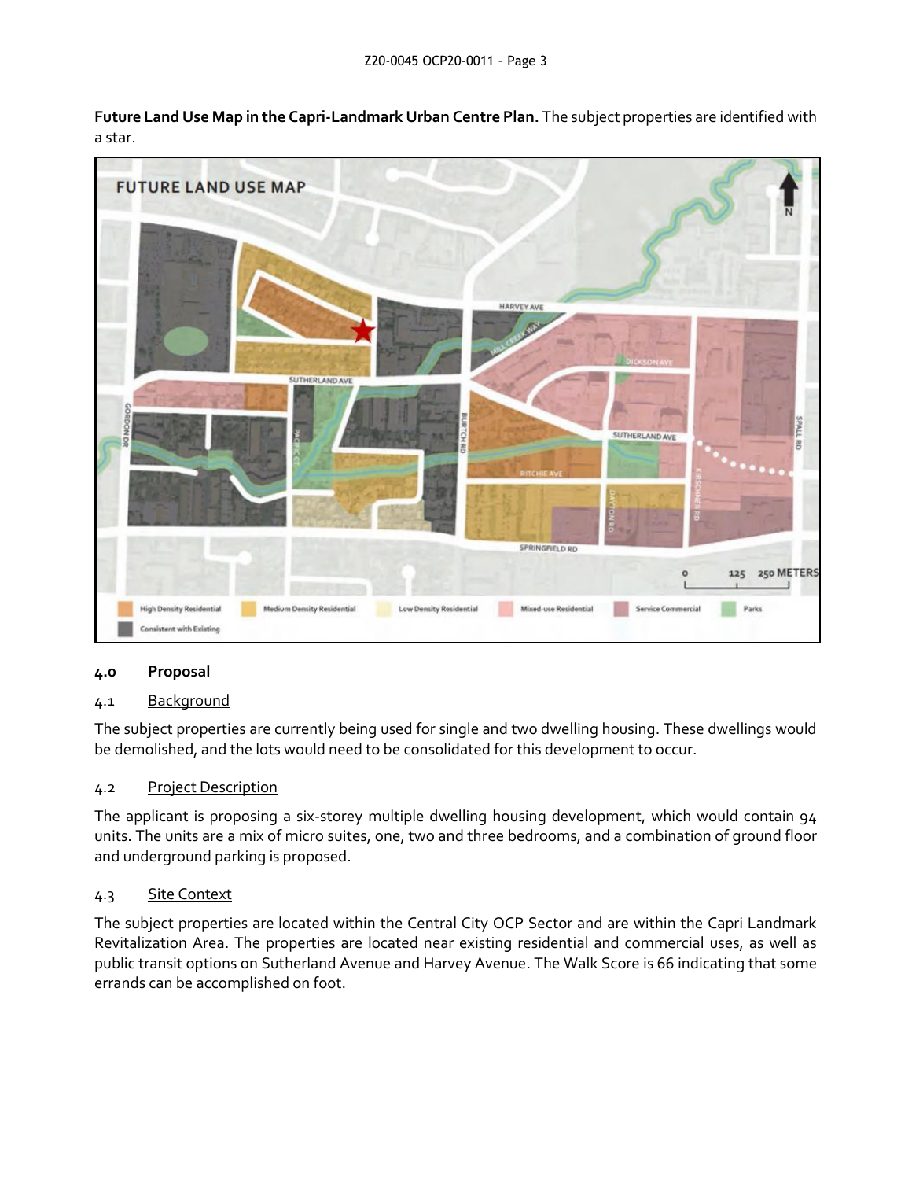**Future Land Use Map in the Capri-Landmark Urban Centre Plan.** The subject properties are identified with a star.

### 4.0 Proposal

#### 4.1 Background

The subject properties are currently being used for single and two dwelling housing. These dwellings would be demolished, and the lots would need to be consolidated for this development to occur.

#### 4.2 Project Description

The applicant is proposing a six-storey multiple dwelling housing development, which would contain 94 units. The units are a mix of micro suites, one, two and three bedrooms, and a combination of ground floor and underground parking is proposed.

#### 4.3 Site Context

The subject properties are located within the Central City OCP Sector and are within the Capri Landmark Revitalization Area. The properties are located near existing residential and commercial uses, as well as public transit options on Sutherland Avenue and Harvey Avenue. The Walk Score is 66 indicating that some errands can be accomplished on foot.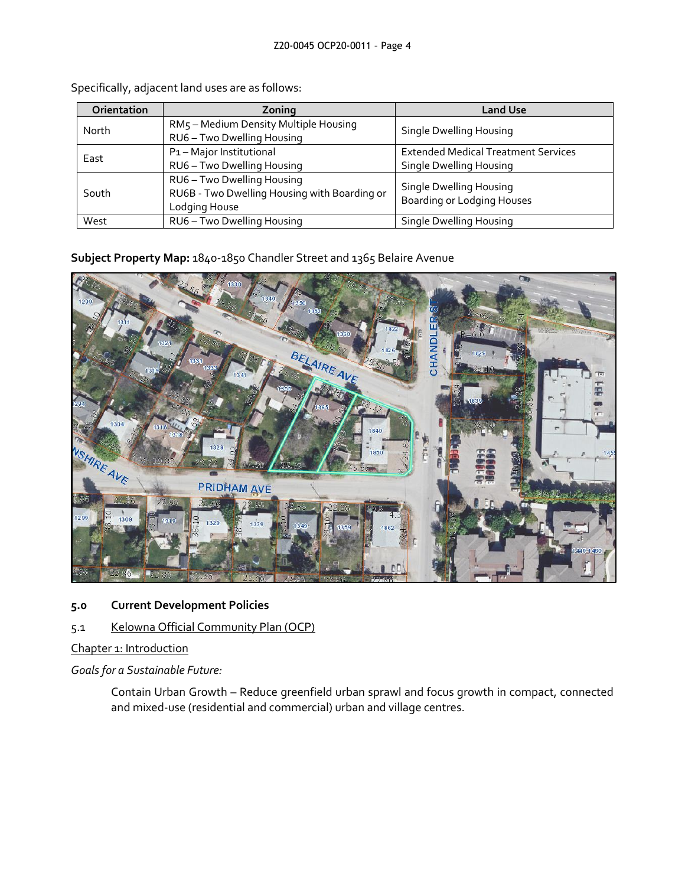Specifically, adjacent land uses are as follows:

| Orientation | Zoning | Land Use |
| --- | --- | --- |
| North | RM5 – Medium Density Multiple Housing<br>RU6 – Two Dwelling Housing | Single Dwelling Housing |
| East | P1 – Major Institutional<br>RU6 – Two Dwelling Housing | Extended Medical Treatment Services<br>Single Dwelling Housing |
| South | RU6 – Two Dwelling Housing<br>RU6B - Two Dwelling Housing with Boarding or Lodging House | Single Dwelling Housing<br>Boarding or Lodging Houses |
| West | RU6 – Two Dwelling Housing | Single Dwelling Housing |

**Subject Property Map:** 1840-1850 Chandler Street and 1365 Belaire Avenue

## 5.0 Current Development Policies

### 5.1 Kelowna Official Community Plan (OCP)

Chapter 1: Introduction

*Goals for a Sustainable Future:*

> Contain Urban Growth – Reduce greenfield urban sprawl and focus growth in compact, connected and mixed-use (residential and commercial) urban and village centres.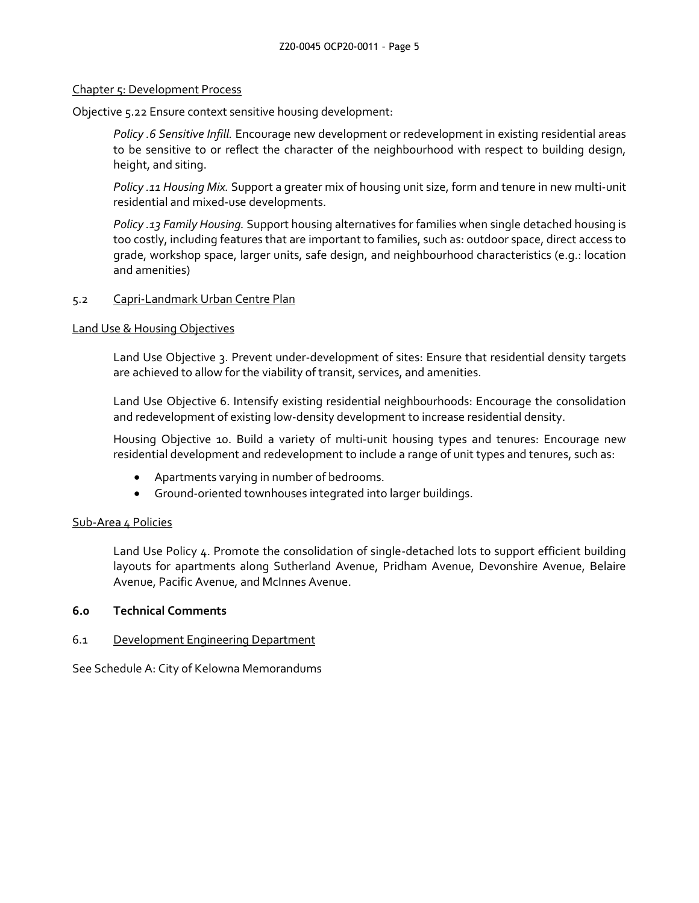Chapter 5: Development Process

Objective 5.22 Ensure context sensitive housing development:

> *Policy .6 Sensitive Infill.* Encourage new development or redevelopment in existing residential areas to be sensitive to or reflect the character of the neighbourhood with respect to building design, height, and siting.
>
> *Policy .11 Housing Mix.* Support a greater mix of housing unit size, form and tenure in new multi-unit residential and mixed-use developments.
>
> *Policy .13 Family Housing.* Support housing alternatives for families when single detached housing is too costly, including features that are important to families, such as: outdoor space, direct access to grade, workshop space, larger units, safe design, and neighbourhood characteristics (e.g.: location and amenities)

### 5.2 Capri-Landmark Urban Centre Plan

Land Use & Housing Objectives

> Land Use Objective 3. Prevent under-development of sites: Ensure that residential density targets are achieved to allow for the viability of transit, services, and amenities.
>
> Land Use Objective 6. Intensify existing residential neighbourhoods: Encourage the consolidation and redevelopment of existing low-density development to increase residential density.
>
> Housing Objective 10. Build a variety of multi-unit housing types and tenures: Encourage new residential development and redevelopment to include a range of unit types and tenures, such as:
>
> - Apartments varying in number of bedrooms.
> - Ground-oriented townhouses integrated into larger buildings.

Sub-Area 4 Policies

> Land Use Policy 4. Promote the consolidation of single-detached lots to support efficient building layouts for apartments along Sutherland Avenue, Pridham Avenue, Devonshire Avenue, Belaire Avenue, Pacific Avenue, and McInnes Avenue.

## 6.0 Technical Comments

### 6.1 Development Engineering Department

See Schedule A: City of Kelowna Memorandums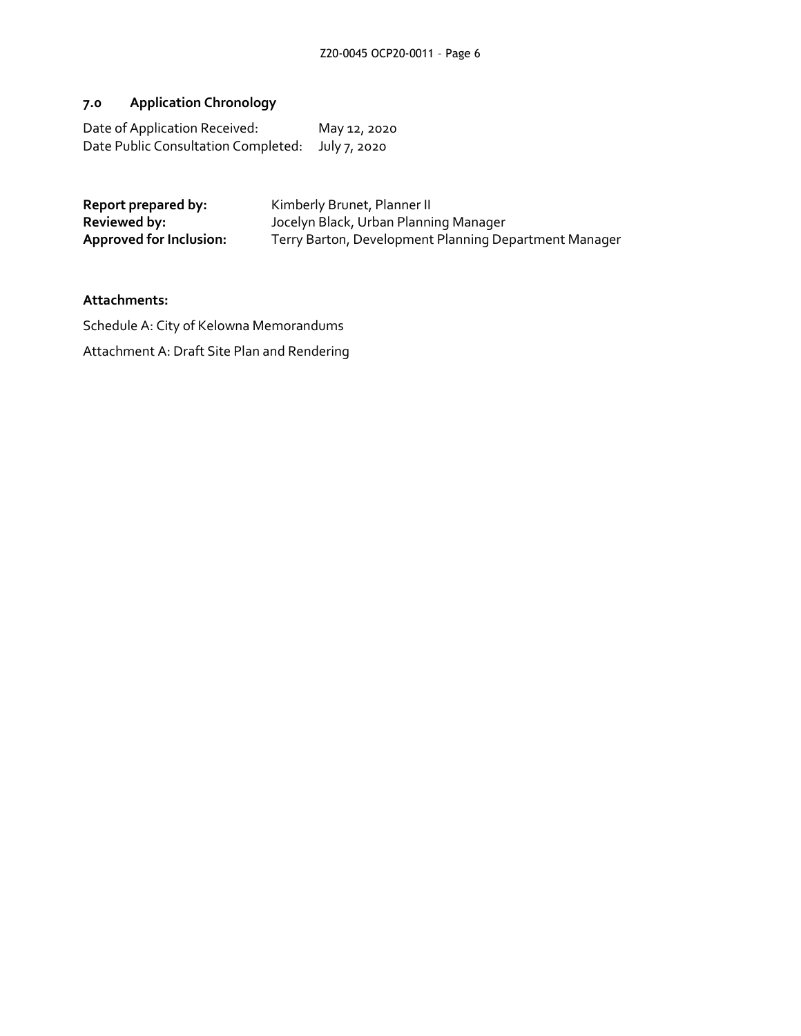## 7.0 Application Chronology

| | |
|---|---|
| Date of Application Received: | May 12, 2020 |
| Date Public Consultation Completed: | July 7, 2020 |

| | |
|---|---|
| **Report prepared by:** | Kimberly Brunet, Planner II |
| **Reviewed by:** | Jocelyn Black, Urban Planning Manager |
| **Approved for Inclusion:** | Terry Barton, Development Planning Department Manager |

**Attachments:**

Schedule A: City of Kelowna Memorandums

Attachment A: Draft Site Plan and Rendering